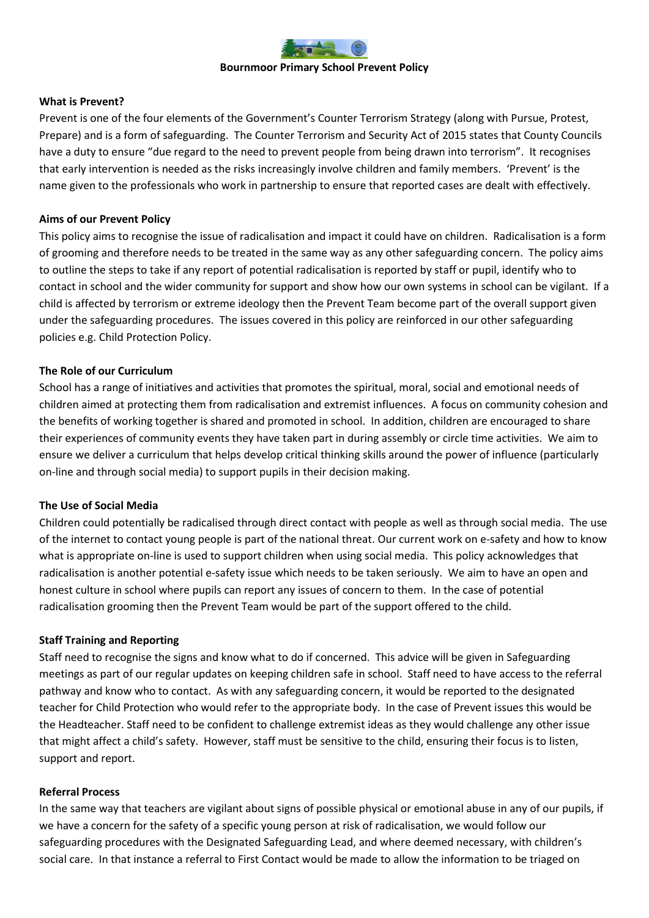# Bournmoor Primary School Prevent Policy

**What is Prevent?**

Prevent is one of the four elements of the Government's Counter Terrorism Strategy (along with Pursue, Protest, Prepare) and is a form of safeguarding. The Counter Terrorism and Security Act of 2015 states that County Councils have a duty to ensure "due regard to the need to prevent people from being drawn into terrorism". It recognises that early intervention is needed as the risks increasingly involve children and family members. 'Prevent' is the name given to the professionals who work in partnership to ensure that reported cases are dealt with effectively.

**Aims of our Prevent Policy**

This policy aims to recognise the issue of radicalisation and impact it could have on children. Radicalisation is a form of grooming and therefore needs to be treated in the same way as any other safeguarding concern. The policy aims to outline the steps to take if any report of potential radicalisation is reported by staff or pupil, identify who to contact in school and the wider community for support and show how our own systems in school can be vigilant. If a child is affected by terrorism or extreme ideology then the Prevent Team become part of the overall support given under the safeguarding procedures. The issues covered in this policy are reinforced in our other safeguarding policies e.g. Child Protection Policy.

**The Role of our Curriculum**

School has a range of initiatives and activities that promotes the spiritual, moral, social and emotional needs of children aimed at protecting them from radicalisation and extremist influences. A focus on community cohesion and the benefits of working together is shared and promoted in school. In addition, children are encouraged to share their experiences of community events they have taken part in during assembly or circle time activities. We aim to ensure we deliver a curriculum that helps develop critical thinking skills around the power of influence (particularly on-line and through social media) to support pupils in their decision making.

**The Use of Social Media**

Children could potentially be radicalised through direct contact with people as well as through social media. The use of the internet to contact young people is part of the national threat. Our current work on e-safety and how to know what is appropriate on-line is used to support children when using social media. This policy acknowledges that radicalisation is another potential e-safety issue which needs to be taken seriously. We aim to have an open and honest culture in school where pupils can report any issues of concern to them. In the case of potential radicalisation grooming then the Prevent Team would be part of the support offered to the child.

**Staff Training and Reporting**

Staff need to recognise the signs and know what to do if concerned. This advice will be given in Safeguarding meetings as part of our regular updates on keeping children safe in school. Staff need to have access to the referral pathway and know who to contact. As with any safeguarding concern, it would be reported to the designated teacher for Child Protection who would refer to the appropriate body. In the case of Prevent issues this would be the Headteacher. Staff need to be confident to challenge extremist ideas as they would challenge any other issue that might affect a child's safety. However, staff must be sensitive to the child, ensuring their focus is to listen, support and report.

**Referral Process**

In the same way that teachers are vigilant about signs of possible physical or emotional abuse in any of our pupils, if we have a concern for the safety of a specific young person at risk of radicalisation, we would follow our safeguarding procedures with the Designated Safeguarding Lead, and where deemed necessary, with children's social care. In that instance a referral to First Contact would be made to allow the information to be triaged on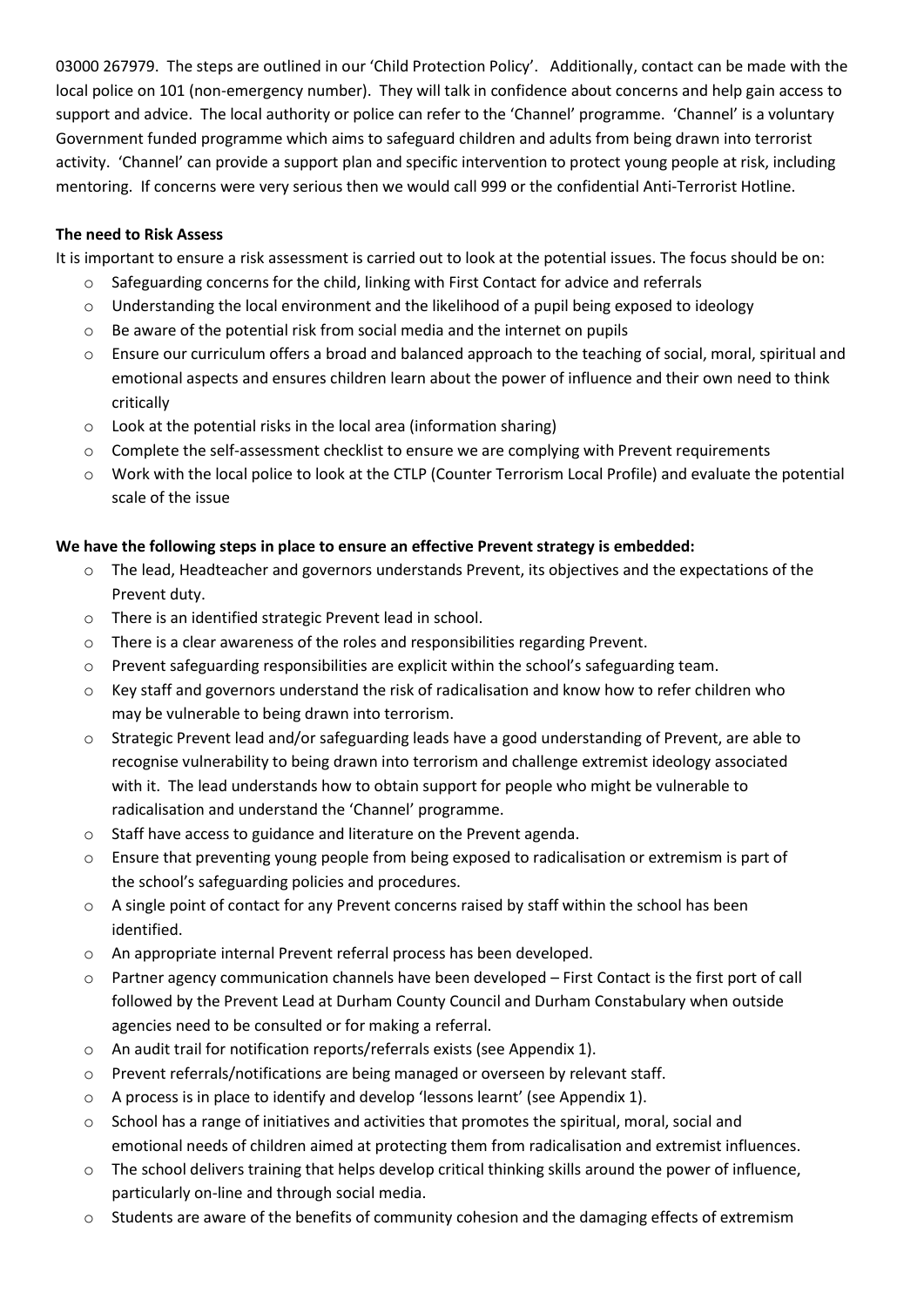03000 267979. The steps are outlined in our 'Child Protection Policy'. Additionally, contact can be made with the local police on 101 (non-emergency number). They will talk in confidence about concerns and help gain access to support and advice. The local authority or police can refer to the 'Channel' programme. 'Channel' is a voluntary Government funded programme which aims to safeguard children and adults from being drawn into terrorist activity. 'Channel' can provide a support plan and specific intervention to protect young people at risk, including mentoring. If concerns were very serious then we would call 999 or the confidential Anti-Terrorist Hotline.

**The need to Risk Assess**

It is important to ensure a risk assessment is carried out to look at the potential issues. The focus should be on:

- Safeguarding concerns for the child, linking with First Contact for advice and referrals
- Understanding the local environment and the likelihood of a pupil being exposed to ideology
- Be aware of the potential risk from social media and the internet on pupils
- Ensure our curriculum offers a broad and balanced approach to the teaching of social, moral, spiritual and emotional aspects and ensures children learn about the power of influence and their own need to think critically
- Look at the potential risks in the local area (information sharing)
- Complete the self-assessment checklist to ensure we are complying with Prevent requirements
- Work with the local police to look at the CTLP (Counter Terrorism Local Profile) and evaluate the potential scale of the issue

**We have the following steps in place to ensure an effective Prevent strategy is embedded:**

- The lead, Headteacher and governors understands Prevent, its objectives and the expectations of the Prevent duty.
- There is an identified strategic Prevent lead in school.
- There is a clear awareness of the roles and responsibilities regarding Prevent.
- Prevent safeguarding responsibilities are explicit within the school's safeguarding team.
- Key staff and governors understand the risk of radicalisation and know how to refer children who may be vulnerable to being drawn into terrorism.
- Strategic Prevent lead and/or safeguarding leads have a good understanding of Prevent, are able to recognise vulnerability to being drawn into terrorism and challenge extremist ideology associated with it. The lead understands how to obtain support for people who might be vulnerable to radicalisation and understand the 'Channel' programme.
- Staff have access to guidance and literature on the Prevent agenda.
- Ensure that preventing young people from being exposed to radicalisation or extremism is part of the school's safeguarding policies and procedures.
- A single point of contact for any Prevent concerns raised by staff within the school has been identified.
- An appropriate internal Prevent referral process has been developed.
- Partner agency communication channels have been developed – First Contact is the first port of call followed by the Prevent Lead at Durham County Council and Durham Constabulary when outside agencies need to be consulted or for making a referral.
- An audit trail for notification reports/referrals exists (see Appendix 1).
- Prevent referrals/notifications are being managed or overseen by relevant staff.
- A process is in place to identify and develop 'lessons learnt' (see Appendix 1).
- School has a range of initiatives and activities that promotes the spiritual, moral, social and emotional needs of children aimed at protecting them from radicalisation and extremist influences.
- The school delivers training that helps develop critical thinking skills around the power of influence, particularly on-line and through social media.
- Students are aware of the benefits of community cohesion and the damaging effects of extremism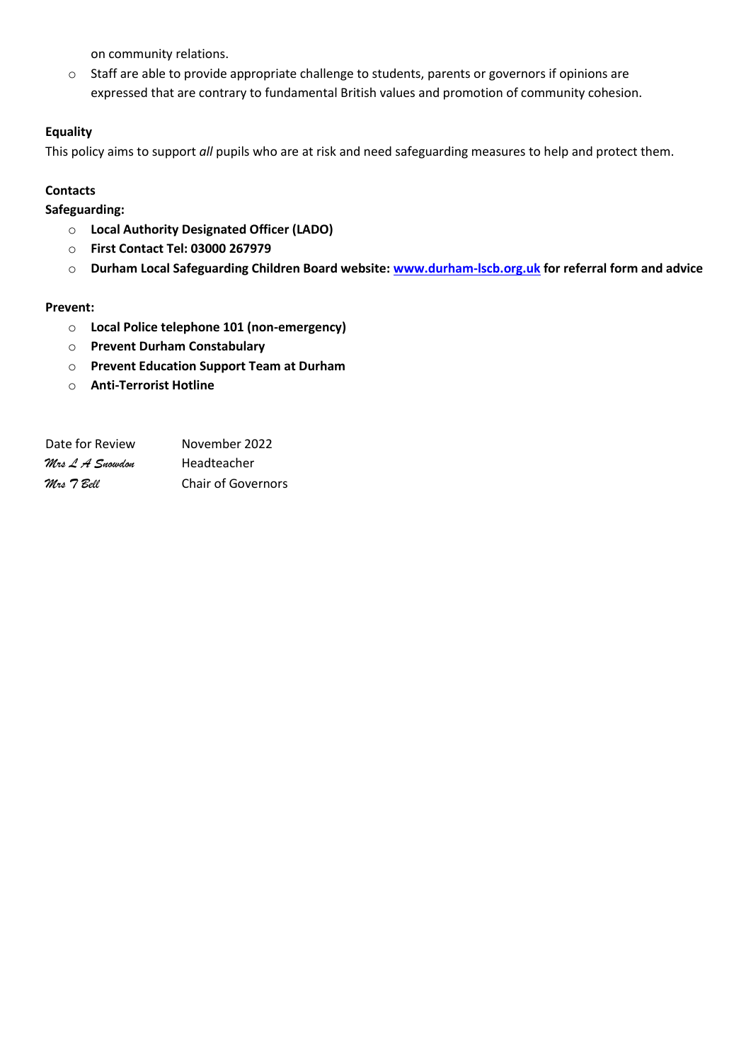on community relations.

- Staff are able to provide appropriate challenge to students, parents or governors if opinions are expressed that are contrary to fundamental British values and promotion of community cohesion.

**Equality**

This policy aims to support *all* pupils who are at risk and need safeguarding measures to help and protect them.

**Contacts**

**Safeguarding:**

- **Local Authority Designated Officer (LADO)**
- **First Contact Tel: 03000 267979**
- **Durham Local Safeguarding Children Board website: [www.durham-lscb.org.uk](http://www.durham-lscb.org.uk) for referral form and advice**

**Prevent:**

- **Local Police telephone 101 (non-emergency)**
- **Prevent Durham Constabulary**
- **Prevent Education Support Team at Durham**
- **Anti-Terrorist Hotline**

| Date for Review | November 2022 |
|---|---|
| *Mrs L A Snowdon* | Headteacher |
| *Mrs T Bell* | Chair of Governors |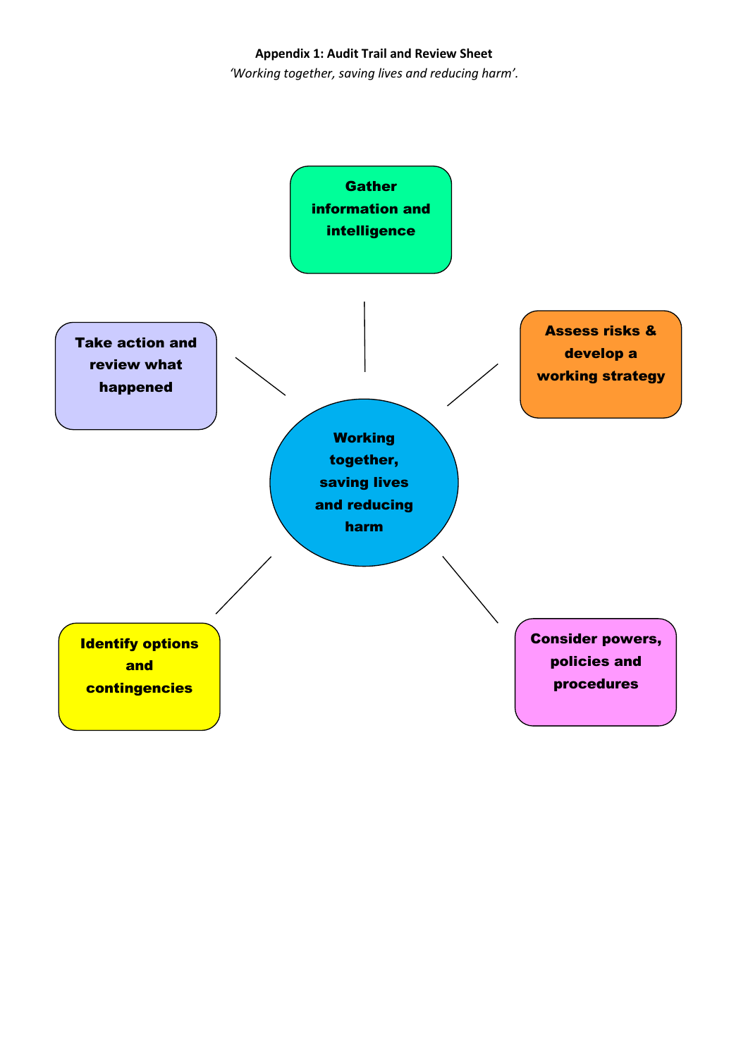**Appendix 1: Audit Trail and Review Sheet**

*'Working together, saving lives and reducing harm'.*

Gather information and intelligence

Assess risks & develop a working strategy

Consider powers, policies and procedures

Identify options and contingencies

Take action and review what happened

Working together, saving lives and reducing harm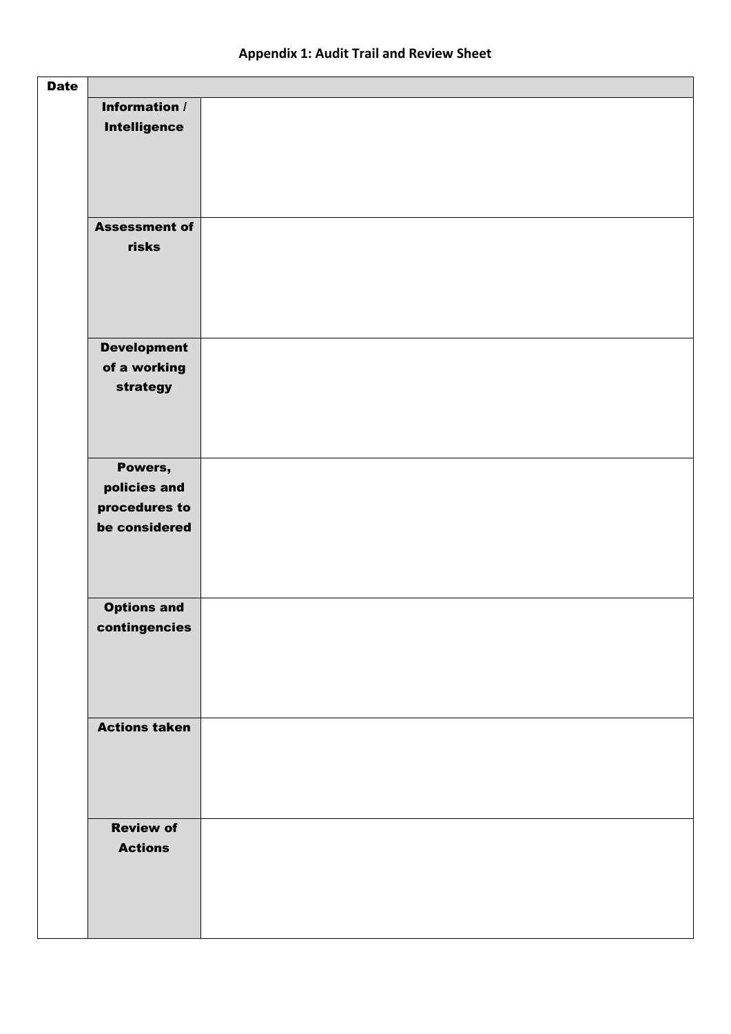**Appendix 1: Audit Trail and Review Sheet**

| Date | | |
|---|---|---|
| | **Information / Intelligence** | |
| | **Assessment of risks** | |
| | **Development of a working strategy** | |
| | **Powers, policies and procedures to be considered** | |
| | **Options and contingencies** | |
| | **Actions taken** | |
| | **Review of Actions** | |